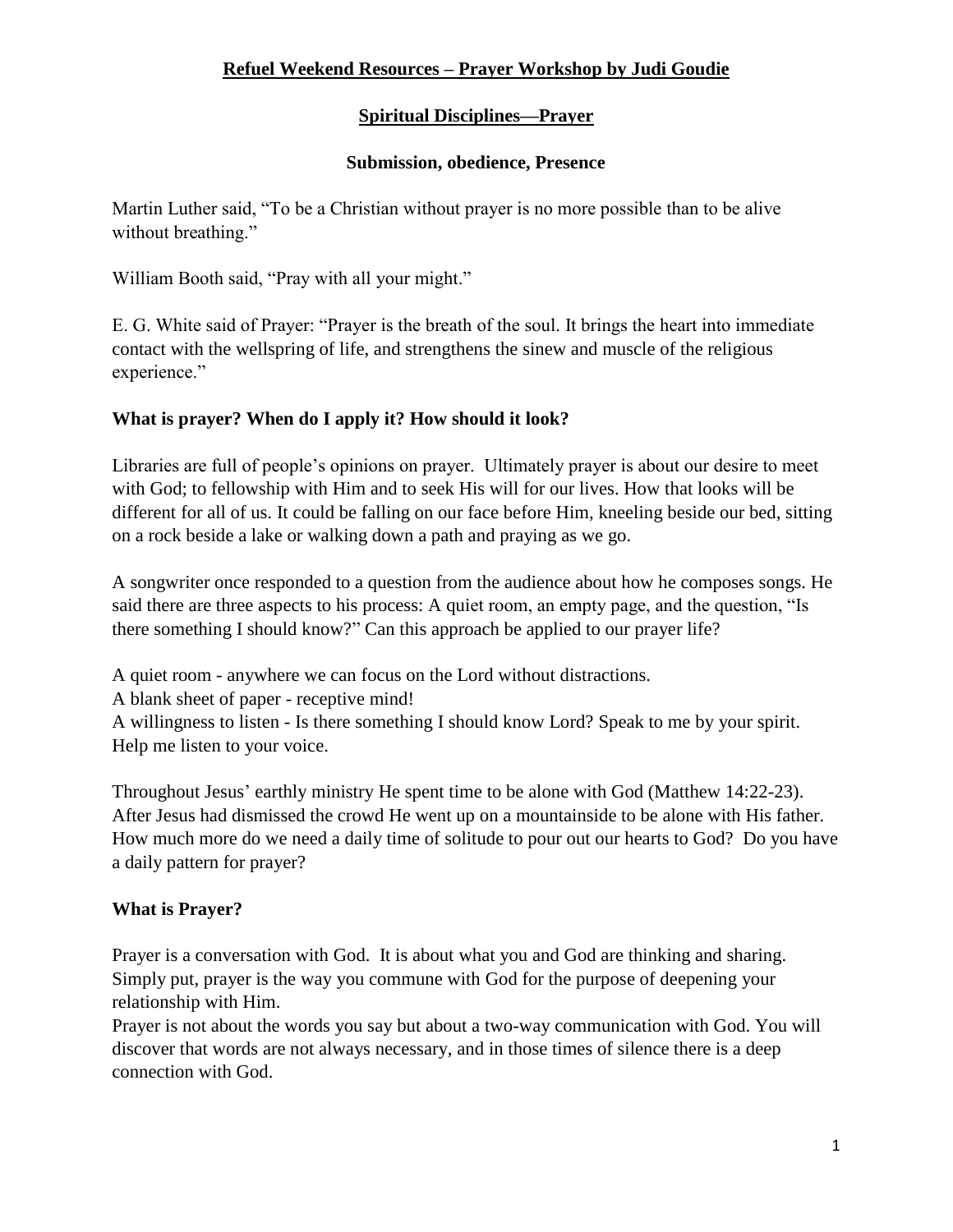# Refuel Weekend Resources – Prayer Workshop by Judi Goudie

## Spiritual Disciplines—Prayer

### Submission, obedience, Presence

Martin Luther said, "To be a Christian without prayer is no more possible than to be alive without breathing."

William Booth said, "Pray with all your might."

E. G. White said of Prayer: "Prayer is the breath of the soul. It brings the heart into immediate contact with the wellspring of life, and strengthens the sinew and muscle of the religious experience."

### What is prayer? When do I apply it? How should it look?

Libraries are full of people's opinions on prayer. Ultimately prayer is about our desire to meet with God; to fellowship with Him and to seek His will for our lives. How that looks will be different for all of us. It could be falling on our face before Him, kneeling beside our bed, sitting on a rock beside a lake or walking down a path and praying as we go.

A songwriter once responded to a question from the audience about how he composes songs. He said there are three aspects to his process: A quiet room, an empty page, and the question, "Is there something I should know?" Can this approach be applied to our prayer life?

A quiet room - anywhere we can focus on the Lord without distractions.
A blank sheet of paper - receptive mind!
A willingness to listen - Is there something I should know Lord? Speak to me by your spirit. Help me listen to your voice.

Throughout Jesus' earthly ministry He spent time to be alone with God (Matthew 14:22-23). After Jesus had dismissed the crowd He went up on a mountainside to be alone with His father. How much more do we need a daily time of solitude to pour out our hearts to God? Do you have a daily pattern for prayer?

### What is Prayer?

Prayer is a conversation with God. It is about what you and God are thinking and sharing. Simply put, prayer is the way you commune with God for the purpose of deepening your relationship with Him.
Prayer is not about the words you say but about a two-way communication with God. You will discover that words are not always necessary, and in those times of silence there is a deep connection with God.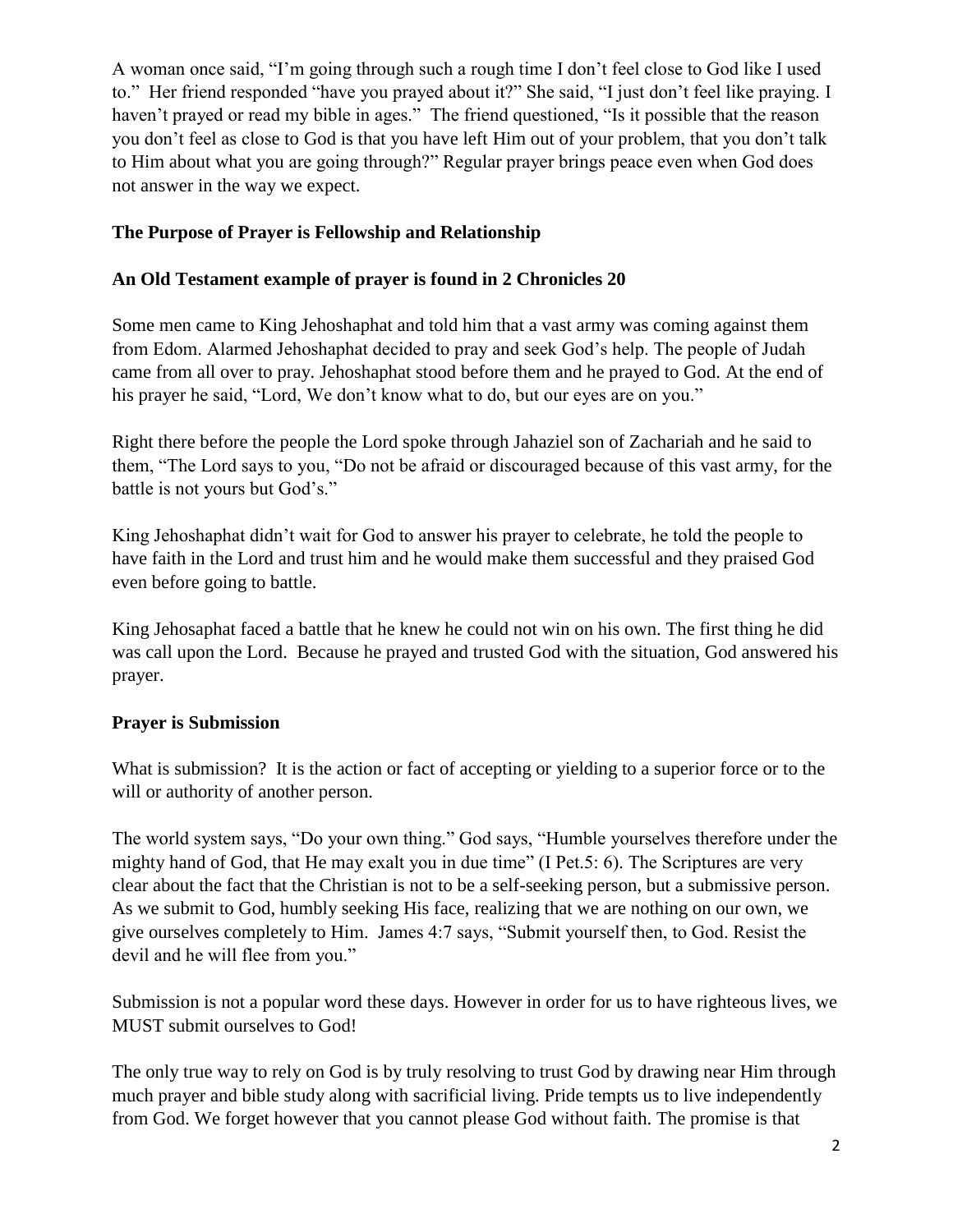A woman once said, "I'm going through such a rough time I don't feel close to God like I used to." Her friend responded "have you prayed about it?" She said, "I just don't feel like praying. I haven't prayed or read my bible in ages." The friend questioned, "Is it possible that the reason you don't feel as close to God is that you have left Him out of your problem, that you don't talk to Him about what you are going through?" Regular prayer brings peace even when God does not answer in the way we expect.

**The Purpose of Prayer is Fellowship and Relationship**

**An Old Testament example of prayer is found in 2 Chronicles 20**

Some men came to King Jehoshaphat and told him that a vast army was coming against them from Edom. Alarmed Jehoshaphat decided to pray and seek God's help. The people of Judah came from all over to pray. Jehoshaphat stood before them and he prayed to God. At the end of his prayer he said, "Lord, We don't know what to do, but our eyes are on you."

Right there before the people the Lord spoke through Jahaziel son of Zachariah and he said to them, "The Lord says to you, "Do not be afraid or discouraged because of this vast army, for the battle is not yours but God's."

King Jehoshaphat didn't wait for God to answer his prayer to celebrate, he told the people to have faith in the Lord and trust him and he would make them successful and they praised God even before going to battle.

King Jehosaphat faced a battle that he knew he could not win on his own. The first thing he did was call upon the Lord. Because he prayed and trusted God with the situation, God answered his prayer.

**Prayer is Submission**

What is submission? It is the action or fact of accepting or yielding to a superior force or to the will or authority of another person.

The world system says, "Do your own thing." God says, "Humble yourselves therefore under the mighty hand of God, that He may exalt you in due time" (I Pet.5: 6). The Scriptures are very clear about the fact that the Christian is not to be a self-seeking person, but a submissive person. As we submit to God, humbly seeking His face, realizing that we are nothing on our own, we give ourselves completely to Him. James 4:7 says, "Submit yourself then, to God. Resist the devil and he will flee from you."

Submission is not a popular word these days. However in order for us to have righteous lives, we MUST submit ourselves to God!

The only true way to rely on God is by truly resolving to trust God by drawing near Him through much prayer and bible study along with sacrificial living. Pride tempts us to live independently from God. We forget however that you cannot please God without faith. The promise is that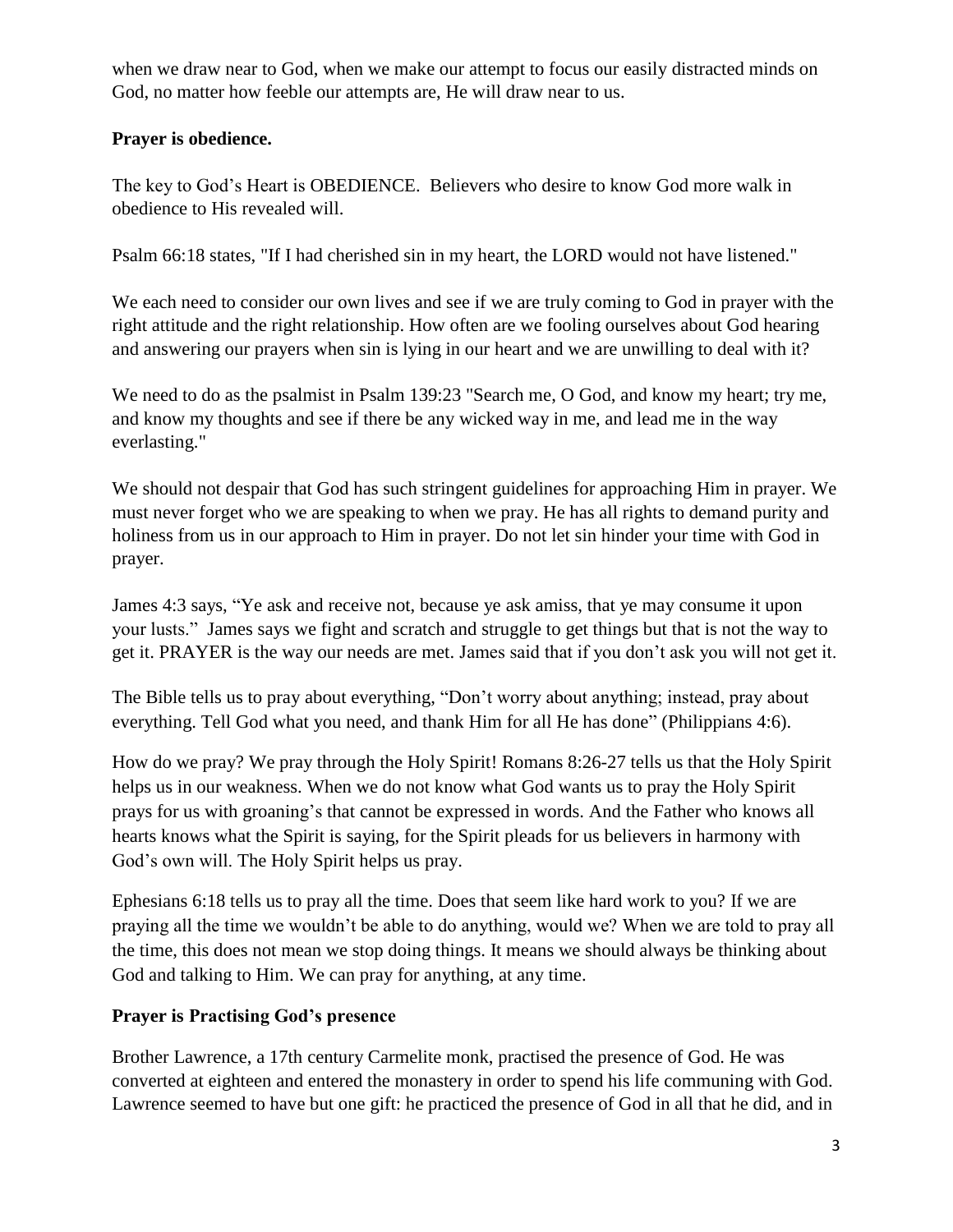when we draw near to God, when we make our attempt to focus our easily distracted minds on God, no matter how feeble our attempts are, He will draw near to us.

**Prayer is obedience.**

The key to God's Heart is OBEDIENCE. Believers who desire to know God more walk in obedience to His revealed will.

Psalm 66:18 states, "If I had cherished sin in my heart, the LORD would not have listened."

We each need to consider our own lives and see if we are truly coming to God in prayer with the right attitude and the right relationship. How often are we fooling ourselves about God hearing and answering our prayers when sin is lying in our heart and we are unwilling to deal with it?

We need to do as the psalmist in Psalm 139:23 "Search me, O God, and know my heart; try me, and know my thoughts and see if there be any wicked way in me, and lead me in the way everlasting."

We should not despair that God has such stringent guidelines for approaching Him in prayer. We must never forget who we are speaking to when we pray. He has all rights to demand purity and holiness from us in our approach to Him in prayer. Do not let sin hinder your time with God in prayer.

James 4:3 says, "Ye ask and receive not, because ye ask amiss, that ye may consume it upon your lusts." James says we fight and scratch and struggle to get things but that is not the way to get it. PRAYER is the way our needs are met. James said that if you don't ask you will not get it.

The Bible tells us to pray about everything, "Don't worry about anything; instead, pray about everything. Tell God what you need, and thank Him for all He has done" (Philippians 4:6).

How do we pray? We pray through the Holy Spirit! Romans 8:26-27 tells us that the Holy Spirit helps us in our weakness. When we do not know what God wants us to pray the Holy Spirit prays for us with groaning's that cannot be expressed in words. And the Father who knows all hearts knows what the Spirit is saying, for the Spirit pleads for us believers in harmony with God's own will. The Holy Spirit helps us pray.

Ephesians 6:18 tells us to pray all the time. Does that seem like hard work to you? If we are praying all the time we wouldn't be able to do anything, would we? When we are told to pray all the time, this does not mean we stop doing things. It means we should always be thinking about God and talking to Him. We can pray for anything, at any time.

**Prayer is Practising God's presence**

Brother Lawrence, a 17th century Carmelite monk, practised the presence of God. He was converted at eighteen and entered the monastery in order to spend his life communing with God. Lawrence seemed to have but one gift: he practiced the presence of God in all that he did, and in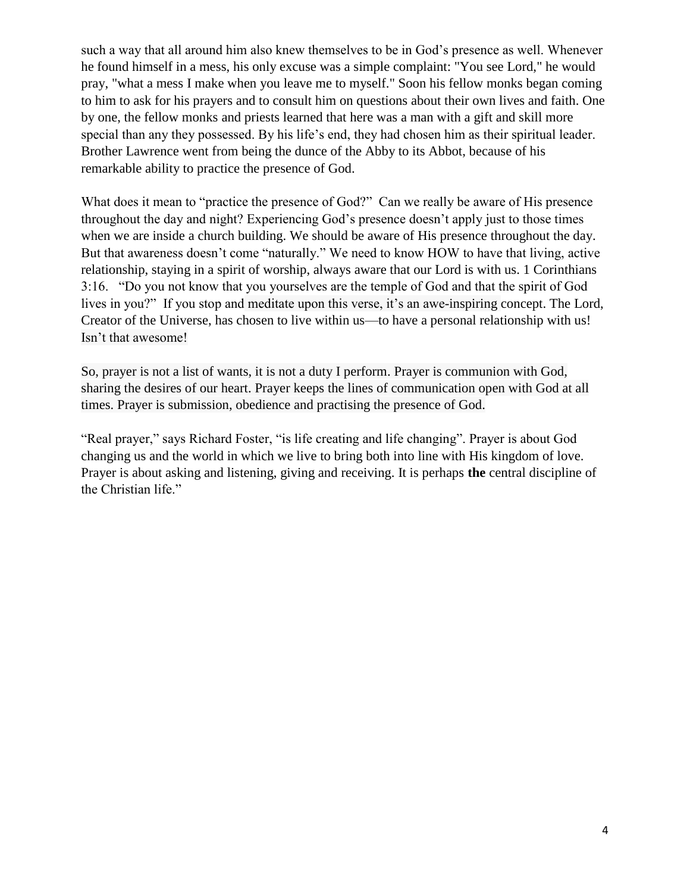such a way that all around him also knew themselves to be in God's presence as well. Whenever he found himself in a mess, his only excuse was a simple complaint: "You see Lord," he would pray, "what a mess I make when you leave me to myself." Soon his fellow monks began coming to him to ask for his prayers and to consult him on questions about their own lives and faith. One by one, the fellow monks and priests learned that here was a man with a gift and skill more special than any they possessed. By his life's end, they had chosen him as their spiritual leader. Brother Lawrence went from being the dunce of the Abby to its Abbot, because of his remarkable ability to practice the presence of God.

What does it mean to "practice the presence of God?" Can we really be aware of His presence throughout the day and night? Experiencing God's presence doesn't apply just to those times when we are inside a church building. We should be aware of His presence throughout the day. But that awareness doesn't come "naturally." We need to know HOW to have that living, active relationship, staying in a spirit of worship, always aware that our Lord is with us. 1 Corinthians 3:16. "Do you not know that you yourselves are the temple of God and that the spirit of God lives in you?" If you stop and meditate upon this verse, it's an awe-inspiring concept. The Lord, Creator of the Universe, has chosen to live within us—to have a personal relationship with us! Isn't that awesome!

So, prayer is not a list of wants, it is not a duty I perform. Prayer is communion with God, sharing the desires of our heart. Prayer keeps the lines of communication open with God at all times. Prayer is submission, obedience and practising the presence of God.

"Real prayer," says Richard Foster, "is life creating and life changing". Prayer is about God changing us and the world in which we live to bring both into line with His kingdom of love. Prayer is about asking and listening, giving and receiving. It is perhaps **the** central discipline of the Christian life."